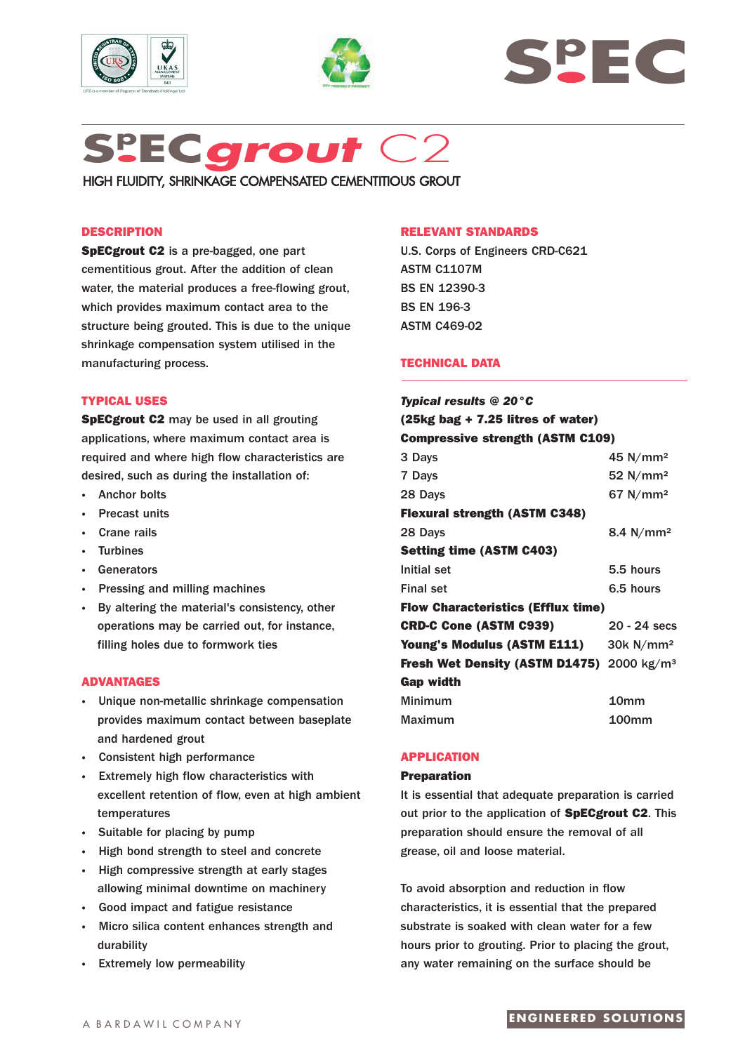# SpECgrout C2

HIGH FLUIDITY, SHRINKAGE COMPENSATED CEMENTITIOUS GROUT

## DESCRIPTION

**SpECgrout C2** is a pre-bagged, one part cementitious grout. After the addition of clean water, the material produces a free-flowing grout, which provides maximum contact area to the structure being grouted. This is due to the unique shrinkage compensation system utilised in the manufacturing process.

## TYPICAL USES

**SpECgrout C2** may be used in all grouting applications, where maximum contact area is required and where high flow characteristics are desired, such as during the installation of:

- Anchor bolts
- Precast units
- Crane rails
- Turbines
- Generators
- Pressing and milling machines
- By altering the material's consistency, other operations may be carried out, for instance, filling holes due to formwork ties

## ADVANTAGES

- Unique non-metallic shrinkage compensation provides maximum contact between baseplate and hardened grout
- Consistent high performance
- Extremely high flow characteristics with excellent retention of flow, even at high ambient temperatures
- Suitable for placing by pump
- High bond strength to steel and concrete
- High compressive strength at early stages allowing minimal downtime on machinery
- Good impact and fatigue resistance
- Micro silica content enhances strength and durability
- Extremely low permeability

## RELEVANT STANDARDS

U.S. Corps of Engineers CRD-C621
ASTM C1107M
BS EN 12390-3
BS EN 196-3
ASTM C469-02

## TECHNICAL DATA

***Typical results @ 20°C***
**(25kg bag + 7.25 litres of water)**

| Property | Value |
|---|---|
| **Compressive strength (ASTM C109)** | |
| 3 Days | 45 N/mm² |
| 7 Days | 52 N/mm² |
| 28 Days | 67 N/mm² |
| **Flexural strength (ASTM C348)** | |
| 28 Days | 8.4 N/mm² |
| **Setting time (ASTM C403)** | |
| Initial set | 5.5 hours |
| Final set | 6.5 hours |
| **Flow Characteristics (Efflux time)** | |
| **CRD-C Cone (ASTM C939)** | 20 - 24 secs |
| **Young's Modulus (ASTM E111)** | 30k N/mm² |
| **Fresh Wet Density (ASTM D1475)** | 2000 kg/m³ |
| **Gap width** | |
| Minimum | 10mm |
| Maximum | 100mm |

## APPLICATION

### Preparation

It is essential that adequate preparation is carried out prior to the application of **SpECgrout C2**. This preparation should ensure the removal of all grease, oil and loose material.

To avoid absorption and reduction in flow characteristics, it is essential that the prepared substrate is soaked with clean water for a few hours prior to grouting. Prior to placing the grout, any water remaining on the surface should be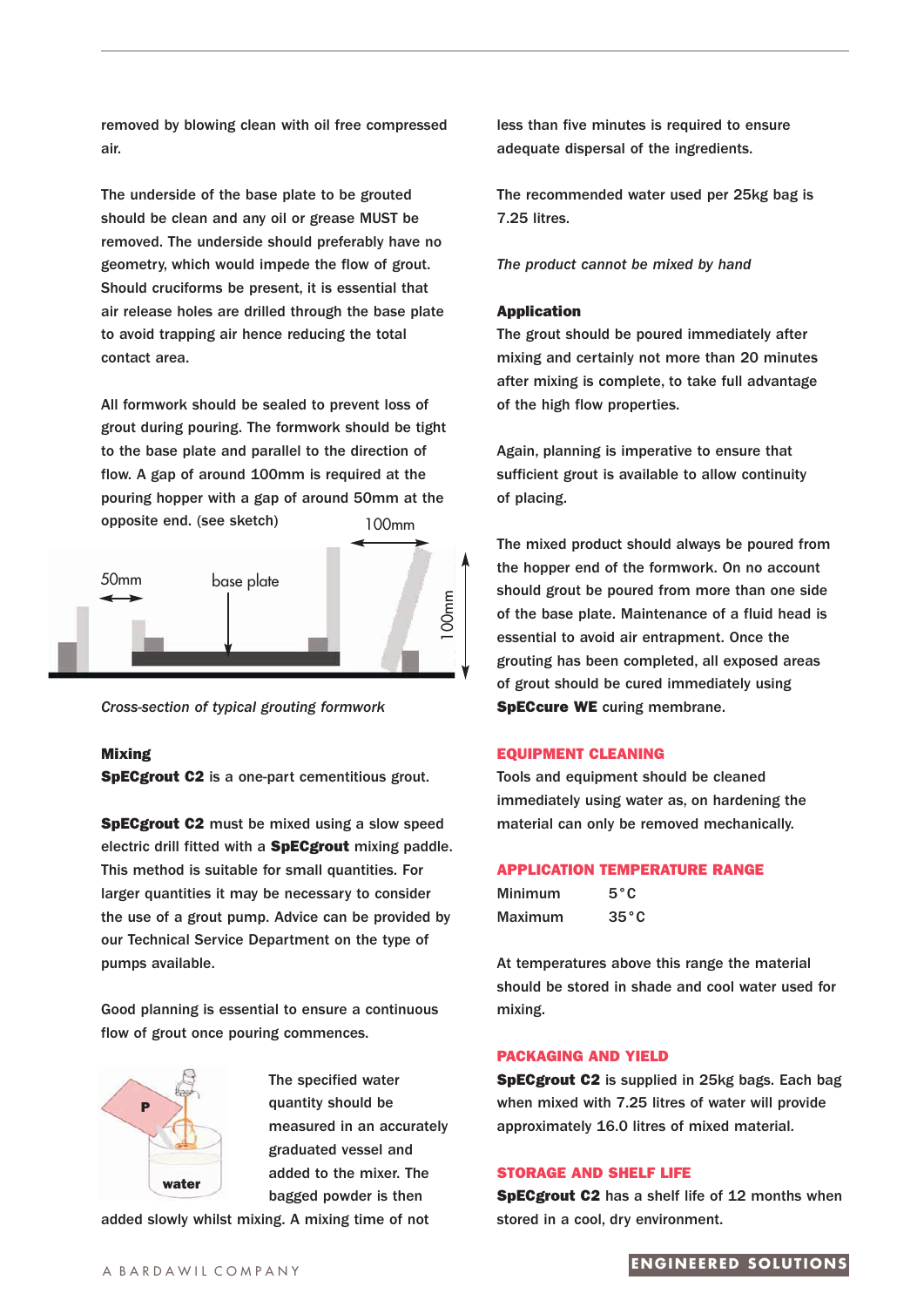removed by blowing clean with oil free compressed air.

The underside of the base plate to be grouted should be clean and any oil or grease MUST be removed. The underside should preferably have no geometry, which would impede the flow of grout. Should cruciforms be present, it is essential that air release holes are drilled through the base plate to avoid trapping air hence reducing the total contact area.

All formwork should be sealed to prevent loss of grout during pouring. The formwork should be tight to the base plate and parallel to the direction of flow. A gap of around 100mm is required at the pouring hopper with a gap of around 50mm at the opposite end. (see sketch)

*Cross-section of typical grouting formwork*

**Mixing**

**SpECgrout C2** is a one-part cementitious grout.

**SpECgrout C2** must be mixed using a slow speed electric drill fitted with a **SpECgrout** mixing paddle. This method is suitable for small quantities. For larger quantities it may be necessary to consider the use of a grout pump. Advice can be provided by our Technical Service Department on the type of pumps available.

Good planning is essential to ensure a continuous flow of grout once pouring commences.

The specified water quantity should be measured in an accurately graduated vessel and added to the mixer. The bagged powder is then added slowly whilst mixing. A mixing time of not less than five minutes is required to ensure adequate dispersal of the ingredients.

The recommended water used per 25kg bag is 7.25 litres.

*The product cannot be mixed by hand*

**Application**

The grout should be poured immediately after mixing and certainly not more than 20 minutes after mixing is complete, to take full advantage of the high flow properties.

Again, planning is imperative to ensure that sufficient grout is available to allow continuity of placing.

The mixed product should always be poured from the hopper end of the formwork. On no account should grout be poured from more than one side of the base plate. Maintenance of a fluid head is essential to avoid air entrapment. Once the grouting has been completed, all exposed areas of grout should be cured immediately using **SpECcure WE** curing membrane.

## EQUIPMENT CLEANING

Tools and equipment should be cleaned immediately using water as, on hardening the material can only be removed mechanically.

## APPLICATION TEMPERATURE RANGE

| | |
|---|---|
| Minimum | 5°C |
| Maximum | 35°C |

At temperatures above this range the material should be stored in shade and cool water used for mixing.

## PACKAGING AND YIELD

**SpECgrout C2** is supplied in 25kg bags. Each bag when mixed with 7.25 litres of water will provide approximately 16.0 litres of mixed material.

## STORAGE AND SHELF LIFE

**SpECgrout C2** has a shelf life of 12 months when stored in a cool, dry environment.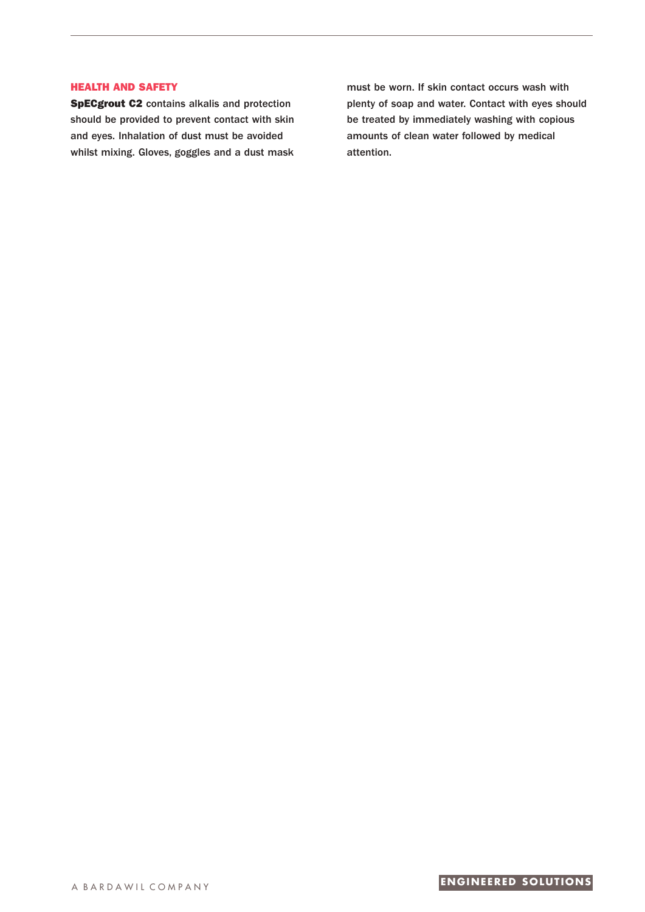## HEALTH AND SAFETY

**SpECgrout C2** contains alkalis and protection should be provided to prevent contact with skin and eyes. Inhalation of dust must be avoided whilst mixing. Gloves, goggles and a dust mask must be worn. If skin contact occurs wash with plenty of soap and water. Contact with eyes should be treated by immediately washing with copious amounts of clean water followed by medical attention.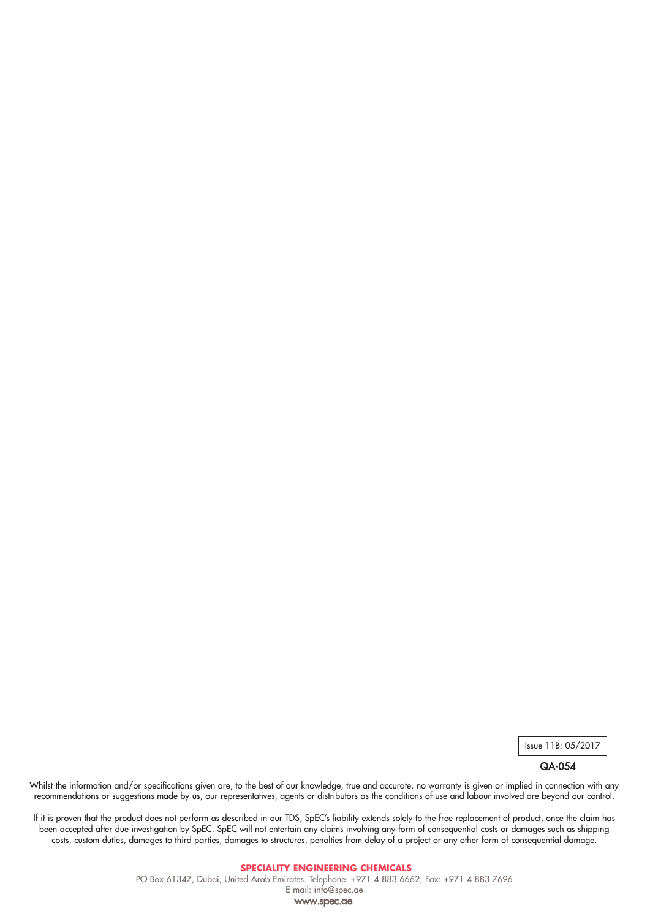Issue 11B: 05/2017

**QA-054**

Whilst the information and/or specifications given are, to the best of our knowledge, true and accurate, no warranty is given or implied in connection with any recommendations or suggestions made by us, our representatives, agents or distributors as the conditions of use and labour involved are beyond our control.

If it is proven that the product does not perform as described in our TDS, SpEC's liability extends solely to the free replacement of product, once the claim has been accepted after due investigation by SpEC. SpEC will not entertain any claims involving any form of consequential costs or damages such as shipping costs, custom duties, damages to third parties, damages to structures, penalties from delay of a project or any other form of consequential damage.

**SPECIALITY ENGINEERING CHEMICALS**

PO Box 61347, Dubai, United Arab Emirates. Telephone: +971 4 883 6662, Fax: +971 4 883 7696

E-mail: info@spec.ae

**www.spec.ae**